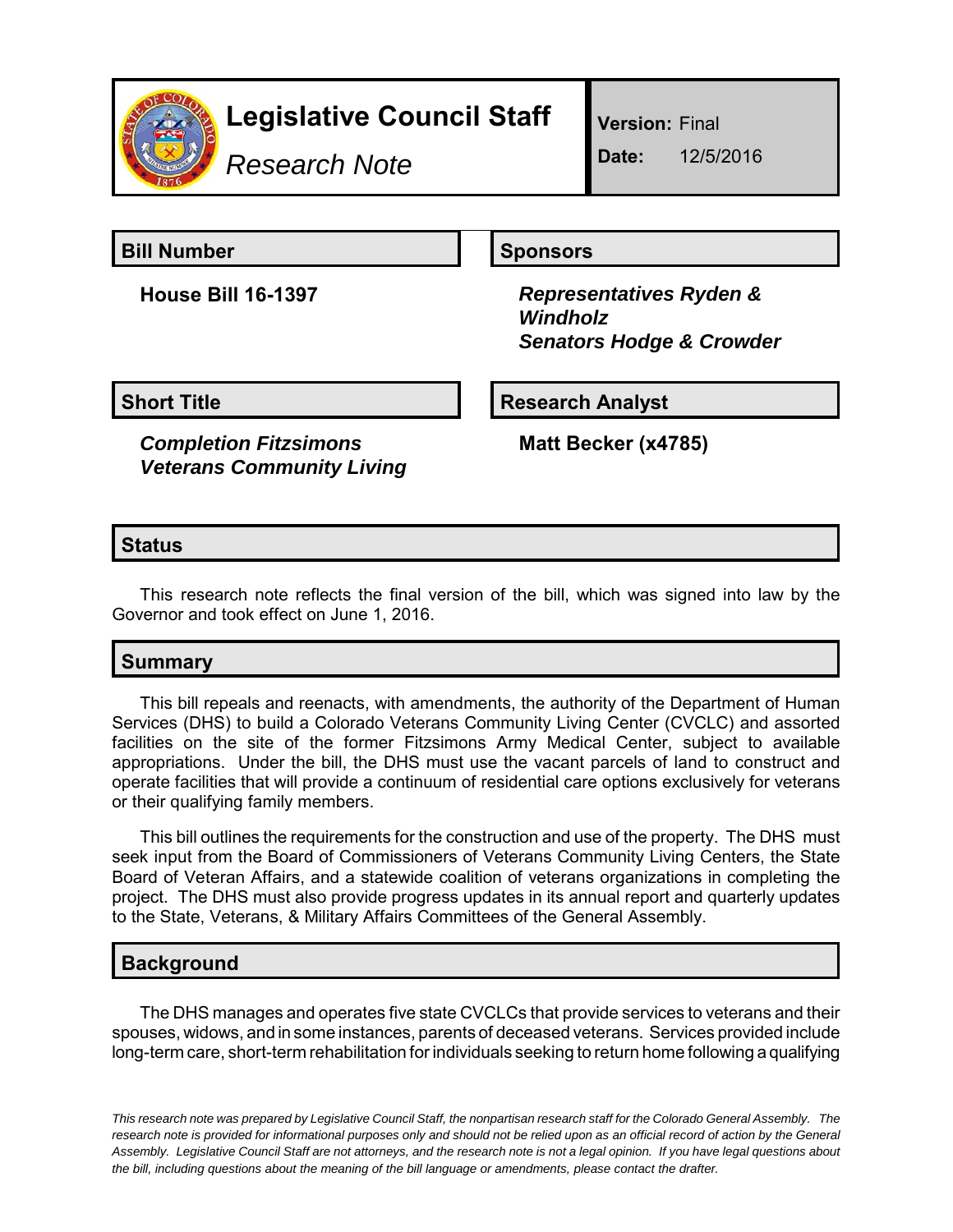# Legislative Council Staff

*Research Note*

**Version:** Final

**Date:** 12/5/2016

## Bill Number

**House Bill 16-1397**

## Sponsors

***Representatives Ryden & Windholz***
***Senators Hodge & Crowder***

## Short Title

***Completion Fitzsimons Veterans Community Living***

## Research Analyst

**Matt Becker (x4785)**

## Status

This research note reflects the final version of the bill, which was signed into law by the Governor and took effect on June 1, 2016.

## Summary

This bill repeals and reenacts, with amendments, the authority of the Department of Human Services (DHS) to build a Colorado Veterans Community Living Center (CVCLC) and assorted facilities on the site of the former Fitzsimons Army Medical Center, subject to available appropriations. Under the bill, the DHS must use the vacant parcels of land to construct and operate facilities that will provide a continuum of residential care options exclusively for veterans or their qualifying family members.

This bill outlines the requirements for the construction and use of the property. The DHS must seek input from the Board of Commissioners of Veterans Community Living Centers, the State Board of Veteran Affairs, and a statewide coalition of veterans organizations in completing the project. The DHS must also provide progress updates in its annual report and quarterly updates to the State, Veterans, & Military Affairs Committees of the General Assembly.

## Background

The DHS manages and operates five state CVCLCs that provide services to veterans and their spouses, widows, and in some instances, parents of deceased veterans. Services provided include long-term care, short-term rehabilitation for individuals seeking to return home following a qualifying

*This research note was prepared by Legislative Council Staff, the nonpartisan research staff for the Colorado General Assembly. The research note is provided for informational purposes only and should not be relied upon as an official record of action by the General Assembly. Legislative Council Staff are not attorneys, and the research note is not a legal opinion. If you have legal questions about the bill, including questions about the meaning of the bill language or amendments, please contact the drafter.*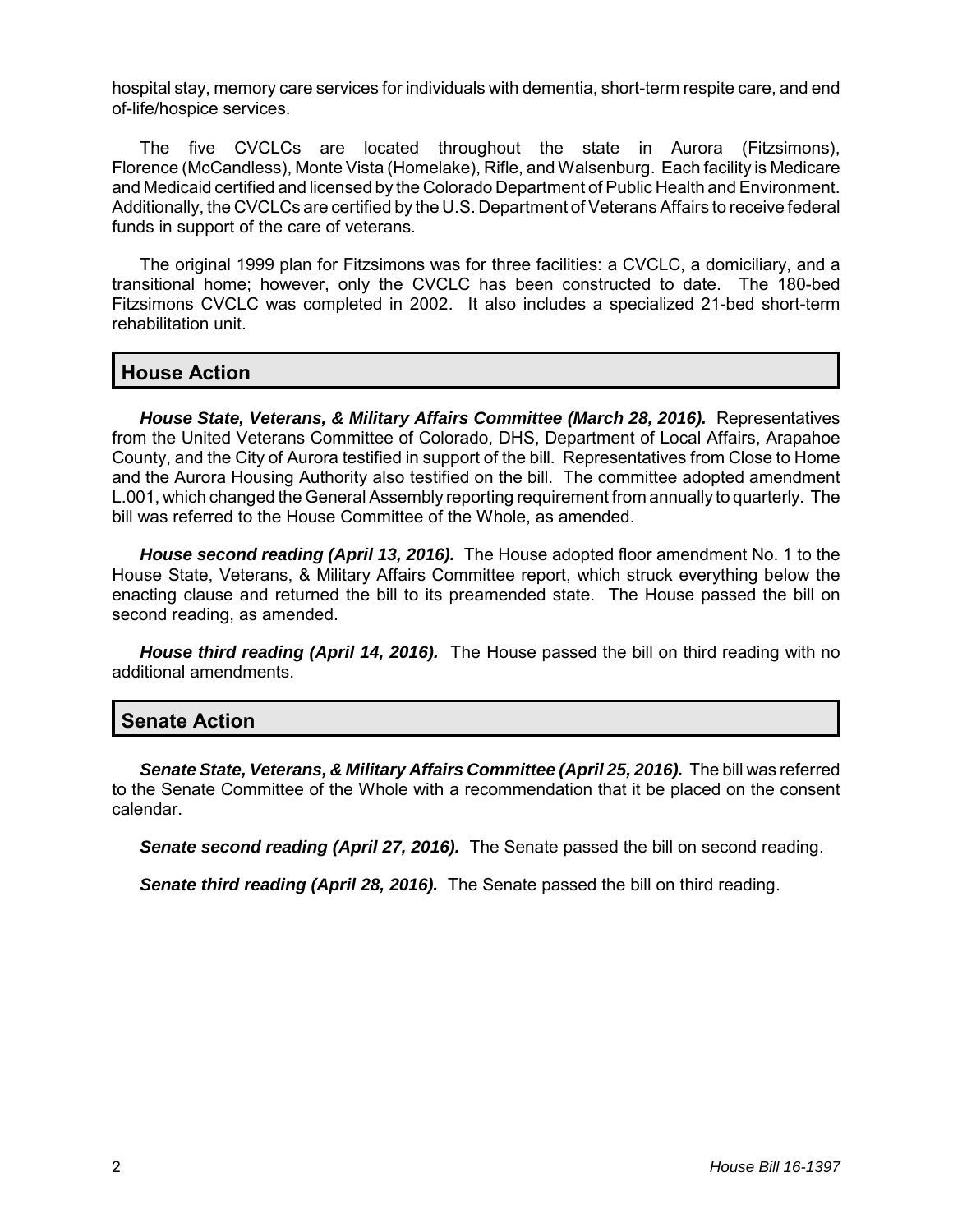hospital stay, memory care services for individuals with dementia, short-term respite care, and end of-life/hospice services.

The five CVCLCs are located throughout the state in Aurora (Fitzsimons), Florence (McCandless), Monte Vista (Homelake), Rifle, and Walsenburg. Each facility is Medicare and Medicaid certified and licensed by the Colorado Department of Public Health and Environment. Additionally, the CVCLCs are certified by the U.S. Department of Veterans Affairs to receive federal funds in support of the care of veterans.

The original 1999 plan for Fitzsimons was for three facilities: a CVCLC, a domiciliary, and a transitional home; however, only the CVCLC has been constructed to date. The 180-bed Fitzsimons CVCLC was completed in 2002. It also includes a specialized 21-bed short-term rehabilitation unit.

## House Action

***House State, Veterans, & Military Affairs Committee (March 28, 2016).*** Representatives from the United Veterans Committee of Colorado, DHS, Department of Local Affairs, Arapahoe County, and the City of Aurora testified in support of the bill. Representatives from Close to Home and the Aurora Housing Authority also testified on the bill. The committee adopted amendment L.001, which changed the General Assembly reporting requirement from annually to quarterly. The bill was referred to the House Committee of the Whole, as amended.

***House second reading (April 13, 2016).*** The House adopted floor amendment No. 1 to the House State, Veterans, & Military Affairs Committee report, which struck everything below the enacting clause and returned the bill to its preamended state. The House passed the bill on second reading, as amended.

***House third reading (April 14, 2016).*** The House passed the bill on third reading with no additional amendments.

## Senate Action

***Senate State, Veterans, & Military Affairs Committee (April 25, 2016).*** The bill was referred to the Senate Committee of the Whole with a recommendation that it be placed on the consent calendar.

***Senate second reading (April 27, 2016).*** The Senate passed the bill on second reading.

***Senate third reading (April 28, 2016).*** The Senate passed the bill on third reading.